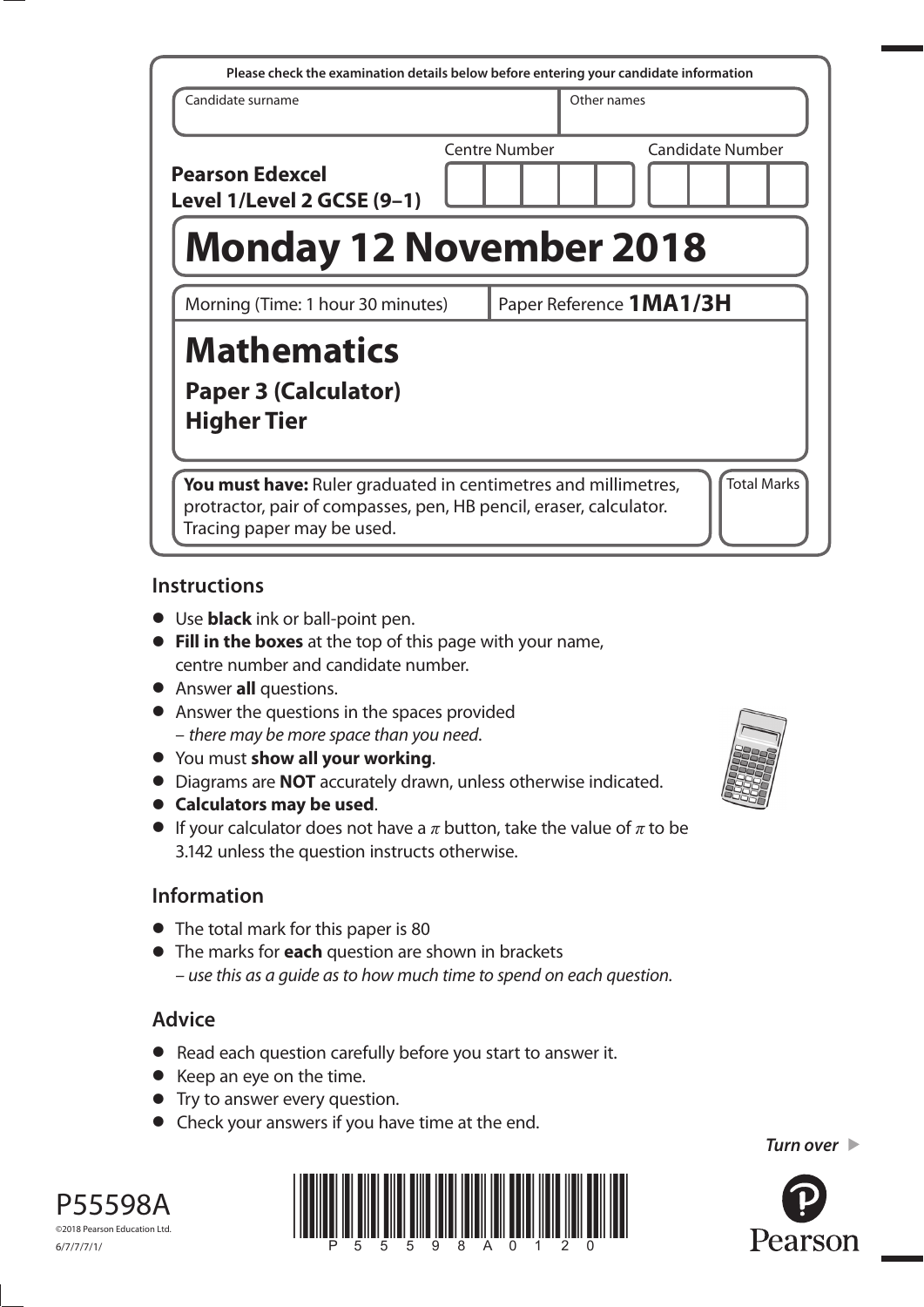Please check the examination details below before entering your candidate information

| Candidate surname | Other names |
|---|---|
| | |

**Pearson Edexcel**
**Level 1/Level 2 GCSE (9–1)**

Centre Number | Candidate Number

# Monday 12 November 2018

Morning (Time: 1 hour 30 minutes) | Paper Reference **1MA1/3H**

# Mathematics

## Paper 3 (Calculator)
## Higher Tier

**You must have:** Ruler graduated in centimetres and millimetres, protractor, pair of compasses, pen, HB pencil, eraser, calculator. Tracing paper may be used.

Total Marks

## Instructions

- Use **black** ink or ball-point pen.
- **Fill in the boxes** at the top of this page with your name, centre number and candidate number.
- Answer **all** questions.
- Answer the questions in the spaces provided – *there may be more space than you need*.
- You must **show all your working**.
- Diagrams are **NOT** accurately drawn, unless otherwise indicated.
- **Calculators may be used**.
- If your calculator does not have a $\pi$ button, take the value of $\pi$ to be 3.142 unless the question instructs otherwise.

## Information

- The total mark for this paper is 80
- The marks for **each** question are shown in brackets – *use this as a guide as to how much time to spend on each question.*

## Advice

- Read each question carefully before you start to answer it.
- Keep an eye on the time.
- Try to answer every question.
- Check your answers if you have time at the end.

*Turn over*

P55598A
©2018 Pearson Education Ltd.
6/7/7/7/1/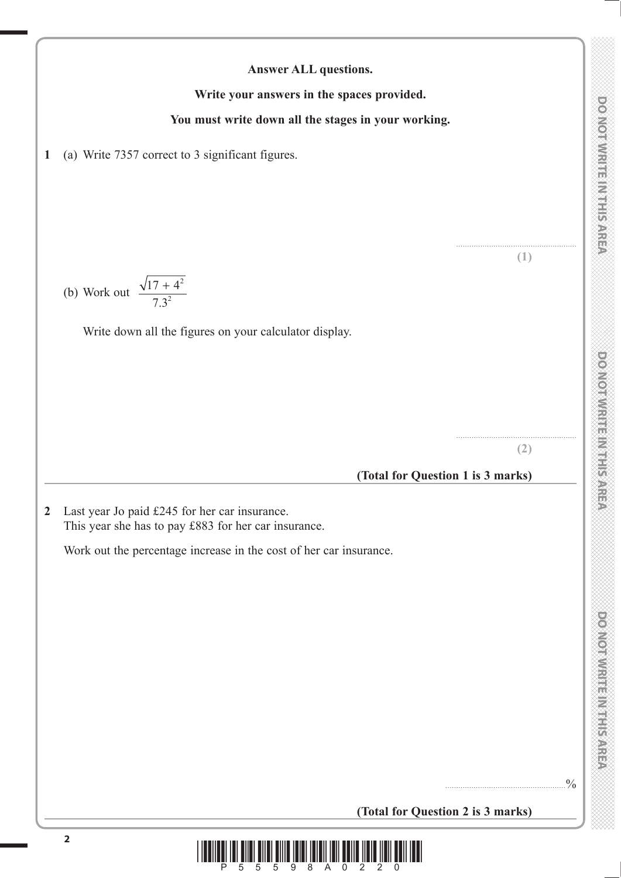**Answer ALL questions.**

**Write your answers in the spaces provided.**

**You must write down all the stages in your working.**

**1** (a) Write 7357 correct to 3 significant figures.

..........................................................
**(1)**

(b) Work out $\dfrac{\sqrt{17 + 4^2}}{7.3^2}$

Write down all the figures on your calculator display.

..........................................................
**(2)**

**(Total for Question 1 is 3 marks)**

---

**2** Last year Jo paid £245 for her car insurance.
This year she has to pay £883 for her car insurance.

Work out the percentage increase in the cost of her car insurance.

..........................................................%

**(Total for Question 2 is 3 marks)**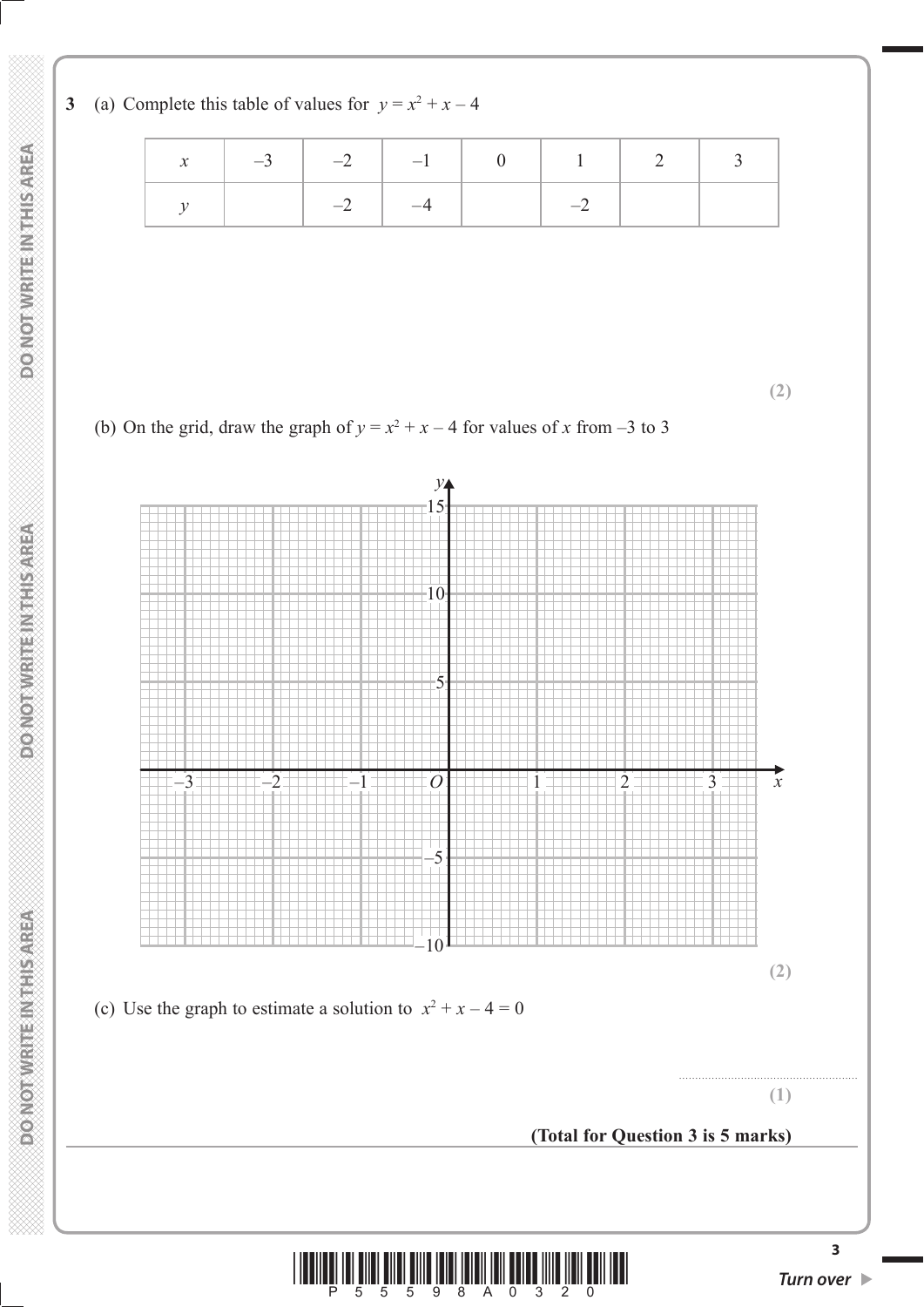**3** (a) Complete this table of values for $y = x^2 + x - 4$

| $x$ | $-3$ | $-2$ | $-1$ | $0$ | $1$ | $2$ | $3$ |
|---|---|---|---|---|---|---|---|
| $y$ | | $-2$ | $-4$ | | $-2$ | | |

**(2)**

(b) On the grid, draw the graph of $y = x^2 + x - 4$ for values of $x$ from $-3$ to $3$

**(2)**

(c) Use the graph to estimate a solution to $x^2 + x - 4 = 0$

..........................................................

**(1)**

**(Total for Question 3 is 5 marks)**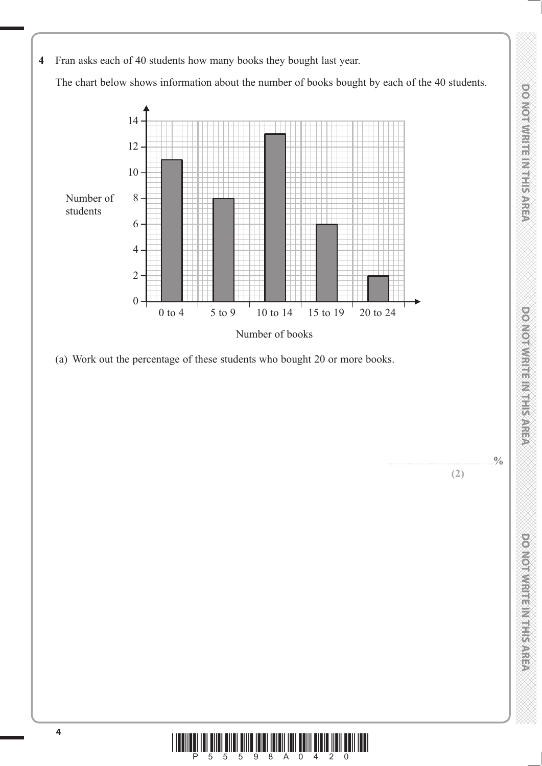**4** Fran asks each of 40 students how many books they bought last year.

The chart below shows information about the number of books bought by each of the 40 students.

| Number of books | Number of students |
|---|---|
| 0 to 4 | 11 |
| 5 to 9 | 8 |
| 10 to 14 | 13 |
| 15 to 19 | 6 |
| 20 to 24 | 2 |

(a) Work out the percentage of these students who bought 20 or more books.

.......................................................%

**(2)**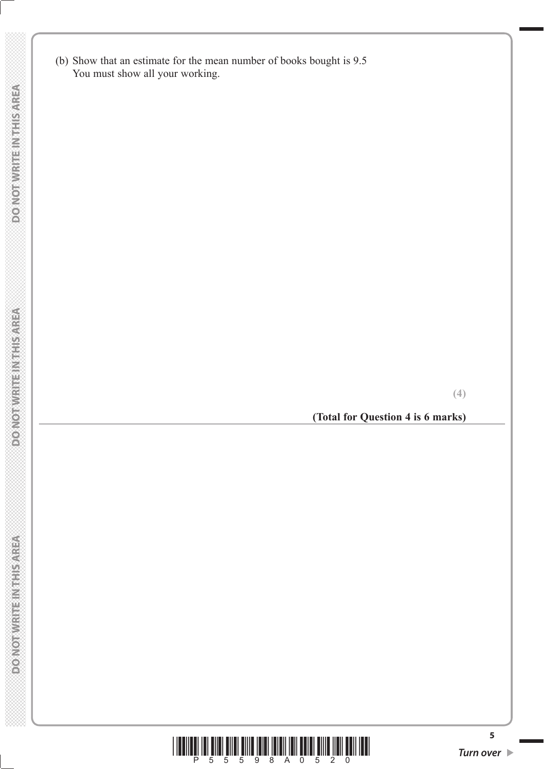(b) Show that an estimate for the mean number of books bought is 9.5
You must show all your working.

**(4)**

**(Total for Question 4 is 6 marks)**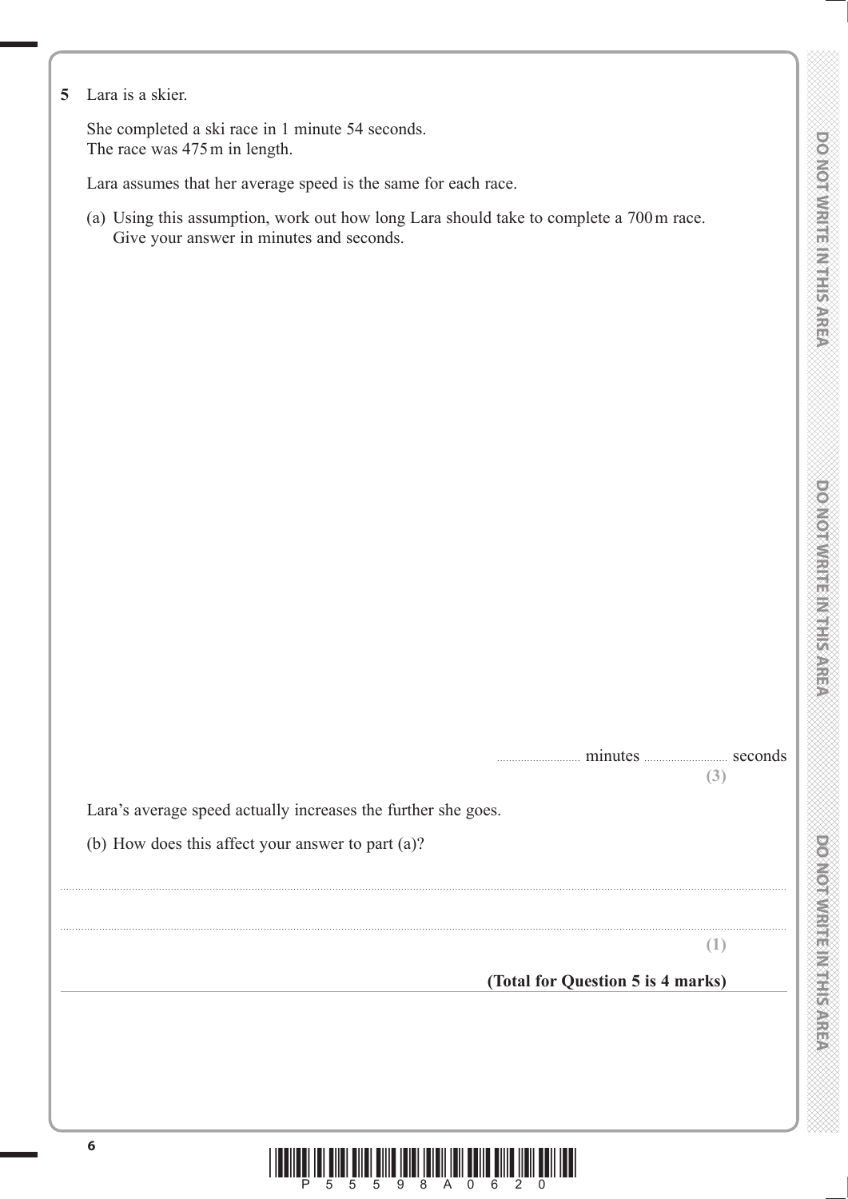**5** Lara is a skier.

She completed a ski race in 1 minute 54 seconds.
The race was 475 m in length.

Lara assumes that her average speed is the same for each race.

(a) Using this assumption, work out how long Lara should take to complete a 700 m race.
Give your answer in minutes and seconds.

.......................... minutes .......................... seconds

**(3)**

Lara's average speed actually increases the further she goes.

(b) How does this affect your answer to part (a)?

..........................................................................................................................................................................................................

..........................................................................................................................................................................................................

**(1)**

**(Total for Question 5 is 4 marks)**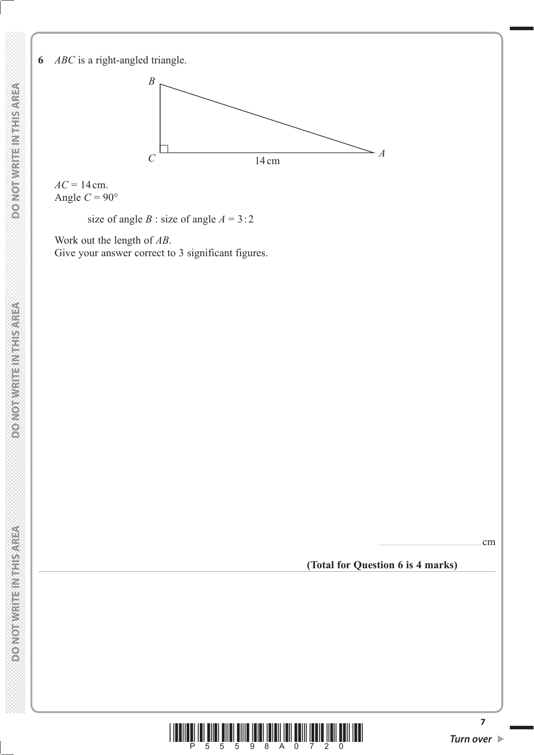**6** $ABC$ is a right-angled triangle.

$AC = 14$ cm.
Angle $C = 90°$

size of angle $B$ : size of angle $A = 3 : 2$

Work out the length of $AB$.
Give your answer correct to 3 significant figures.

..................................................... cm

**(Total for Question 6 is 4 marks)**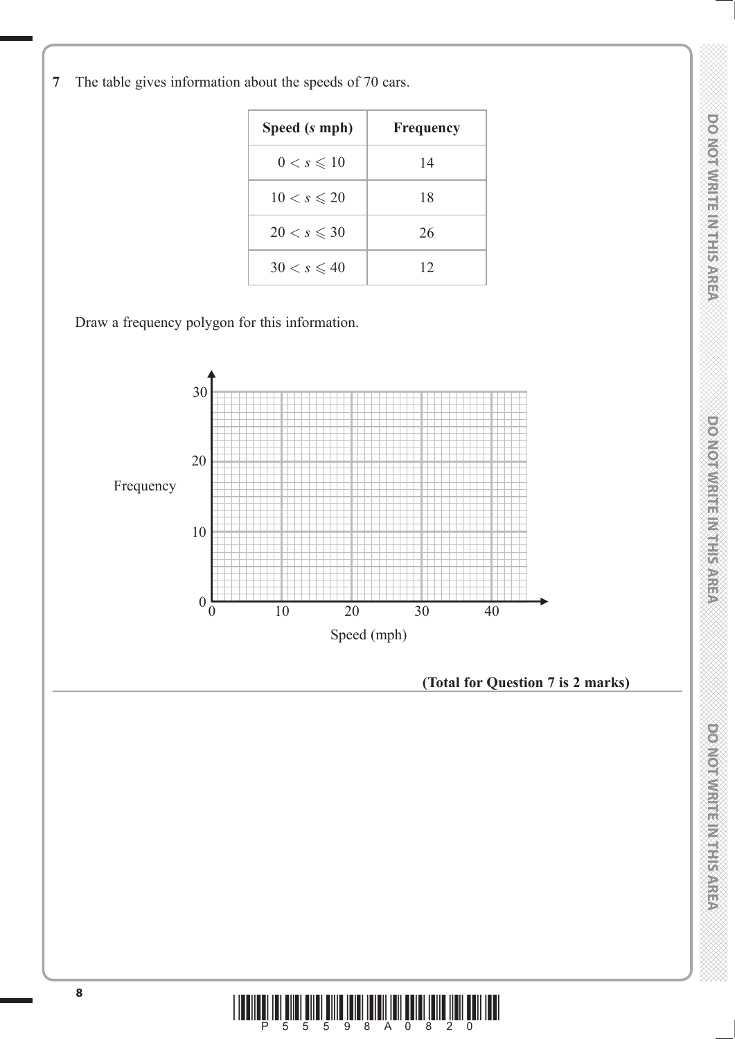**7** The table gives information about the speeds of 70 cars.

| Speed ($s$ mph) | Frequency |
|---|---|
| $0 < s \leqslant 10$ | 14 |
| $10 < s \leqslant 20$ | 18 |
| $20 < s \leqslant 30$ | 26 |
| $30 < s \leqslant 40$ | 12 |

Draw a frequency polygon for this information.

**(Total for Question 7 is 2 marks)**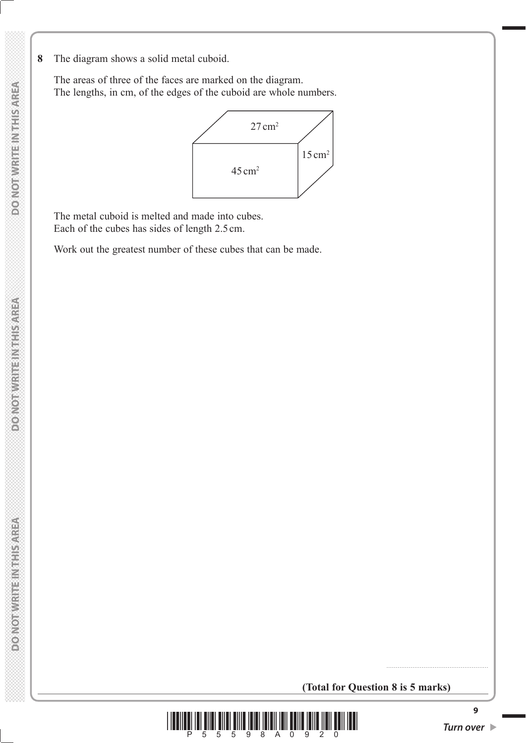**8** The diagram shows a solid metal cuboid.

The areas of three of the faces are marked on the diagram.
The lengths, in cm, of the edges of the cuboid are whole numbers.

$27\text{ cm}^2$

$15\text{ cm}^2$

$45\text{ cm}^2$

The metal cuboid is melted and made into cubes.
Each of the cubes has sides of length 2.5 cm.

Work out the greatest number of these cubes that can be made.

.......................................................

**(Total for Question 8 is 5 marks)**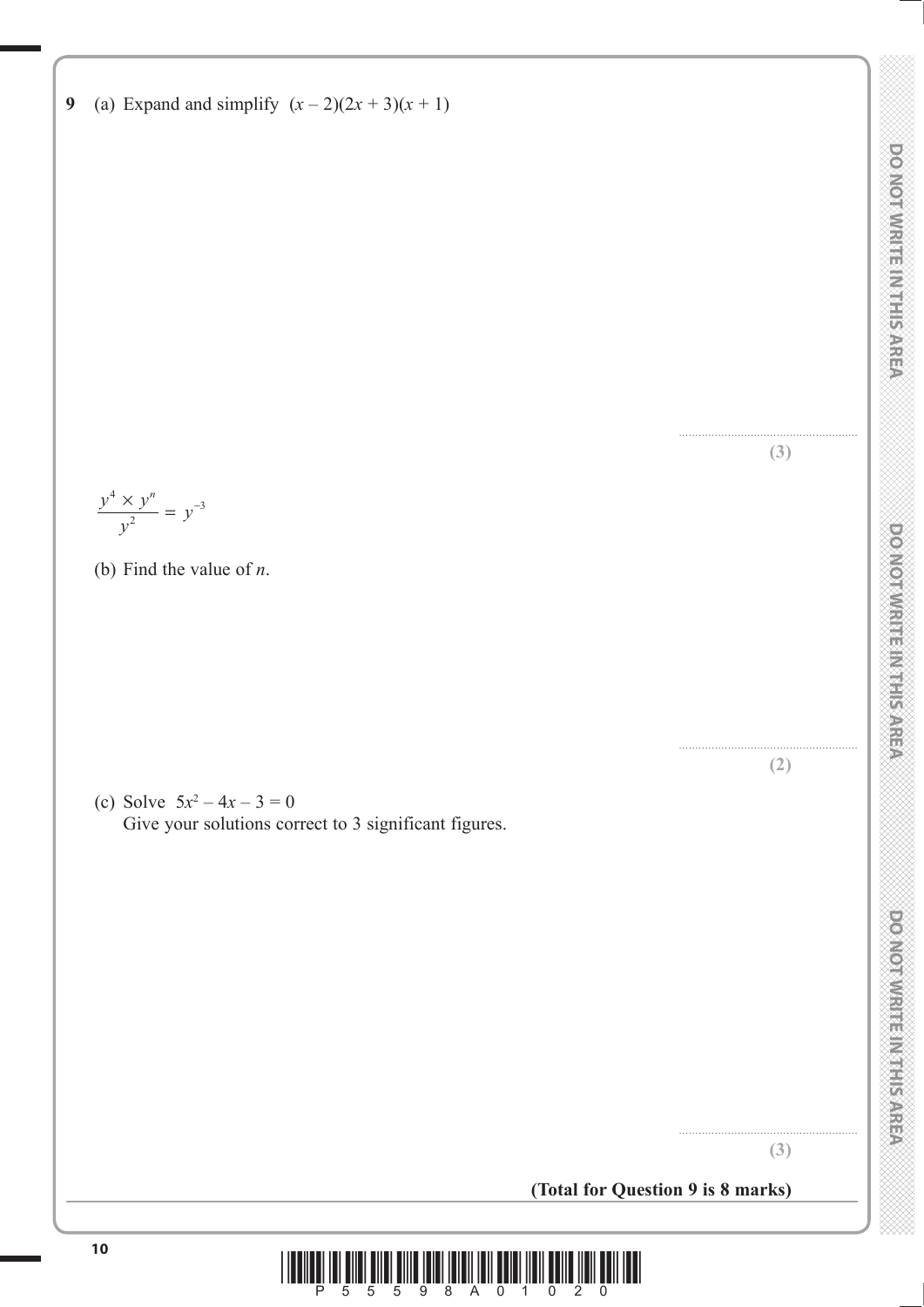**9** (a) Expand and simplify $(x - 2)(2x + 3)(x + 1)$

..........................................................

**(3)**

$$\frac{y^4 \times y^n}{y^2} = y^{-3}$$

(b) Find the value of $n$.

..........................................................

**(2)**

(c) Solve $5x^2 - 4x - 3 = 0$
Give your solutions correct to 3 significant figures.

..........................................................

**(3)**

**(Total for Question 9 is 8 marks)**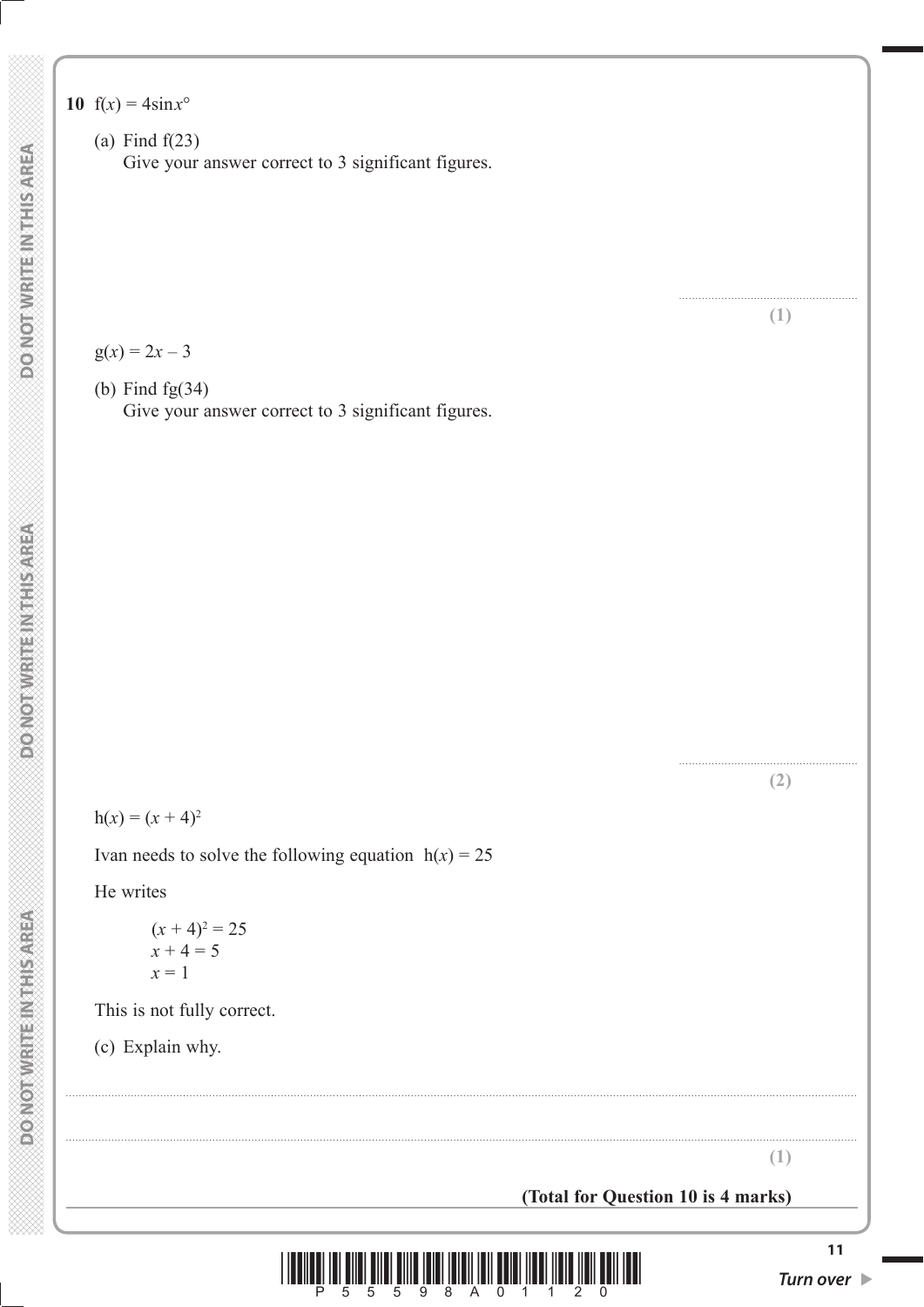**10** $f(x) = 4\sin x°$

(a) Find $f(23)$
Give your answer correct to 3 significant figures.

.......................................................
**(1)**

$g(x) = 2x - 3$

(b) Find $fg(34)$
Give your answer correct to 3 significant figures.

.......................................................
**(2)**

$h(x) = (x + 4)^2$

Ivan needs to solve the following equation $h(x) = 25$

He writes

$(x + 4)^2 = 25$
$x + 4 = 5$
$x = 1$

This is not fully correct.

(c) Explain why.

..............................................................................................................................................

..............................................................................................................................................
**(1)**

**(Total for Question 10 is 4 marks)**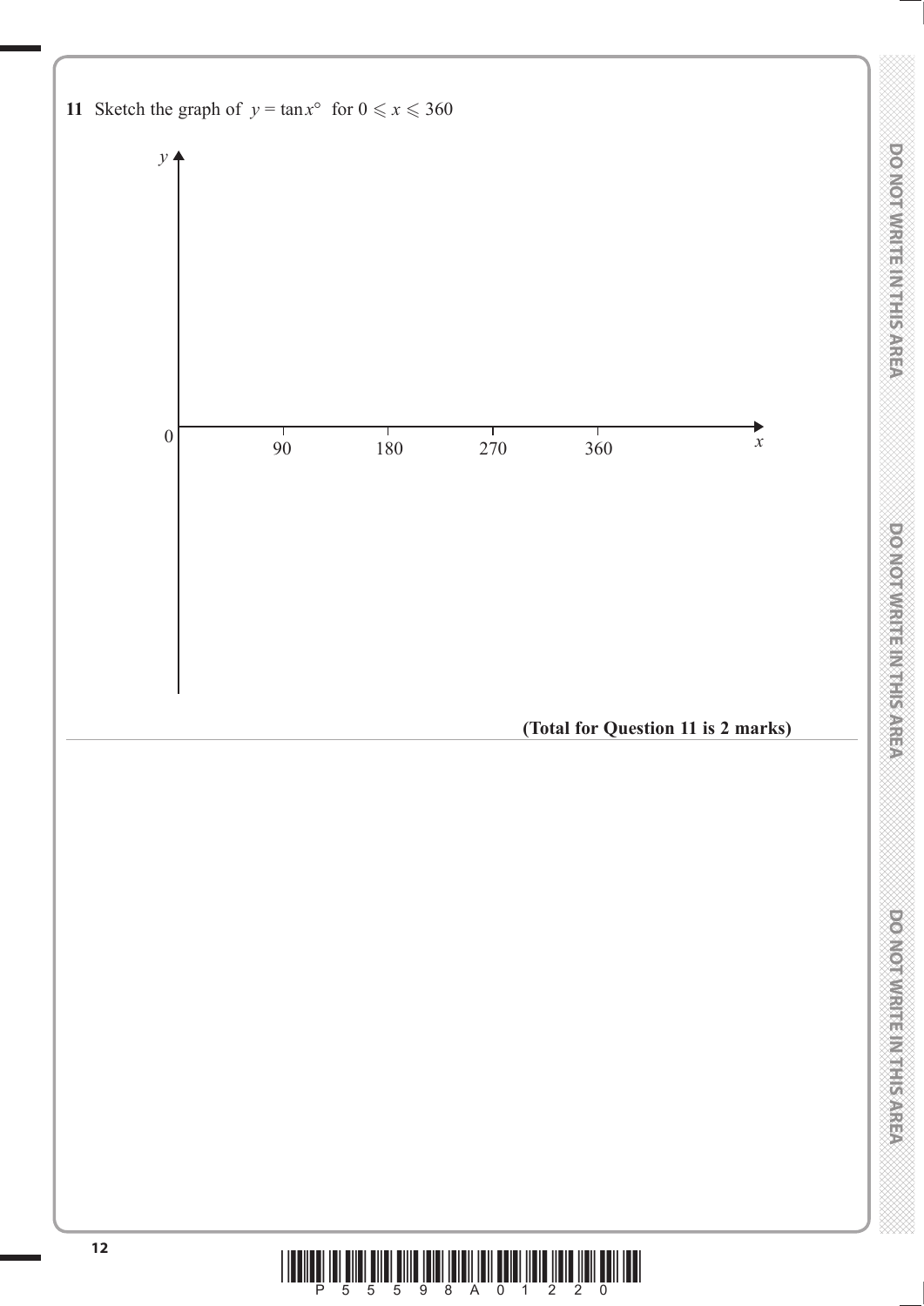**11** Sketch the graph of $y = \tan x°$ for $0 \leqslant x \leqslant 360$

$y$

$0$ $90$ $180$ $270$ $360$ $x$

**(Total for Question 11 is 2 marks)**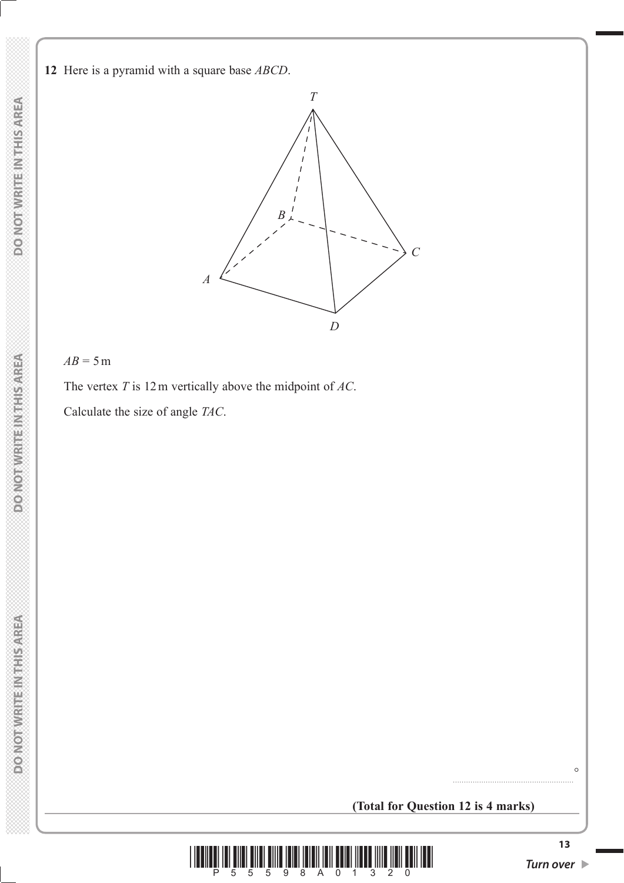**12** Here is a pyramid with a square base *ABCD*.

$AB = 5\,\text{m}$

The vertex $T$ is 12 m vertically above the midpoint of $AC$.

Calculate the size of angle $TAC$.

.......................................................$^\circ$

**(Total for Question 12 is 4 marks)**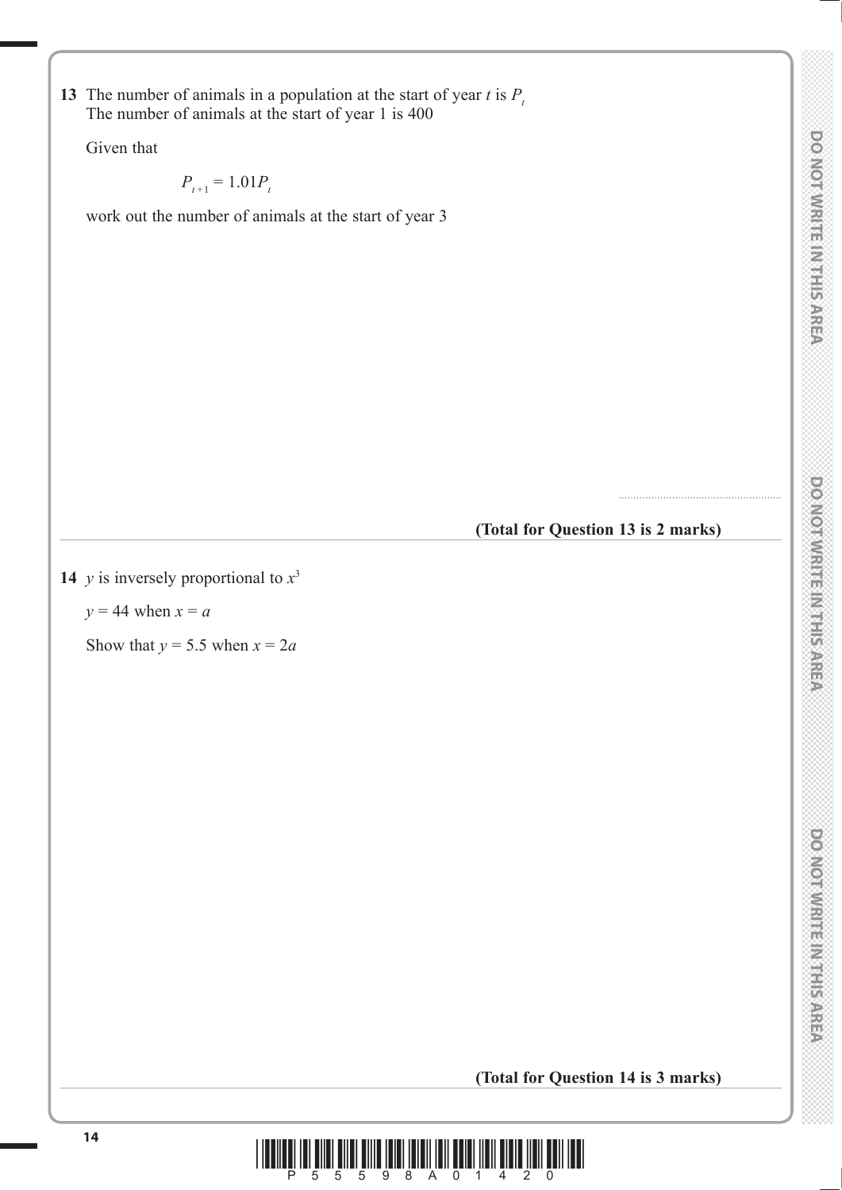**13** The number of animals in a population at the start of year $t$ is $P_t$
The number of animals at the start of year 1 is 400

Given that

$$P_{t+1} = 1.01P_t$$

work out the number of animals at the start of year 3

.......................................................

**(Total for Question 13 is 2 marks)**

---

**14** $y$ is inversely proportional to $x^3$

$y = 44$ when $x = a$

Show that $y = 5.5$ when $x = 2a$

**(Total for Question 14 is 3 marks)**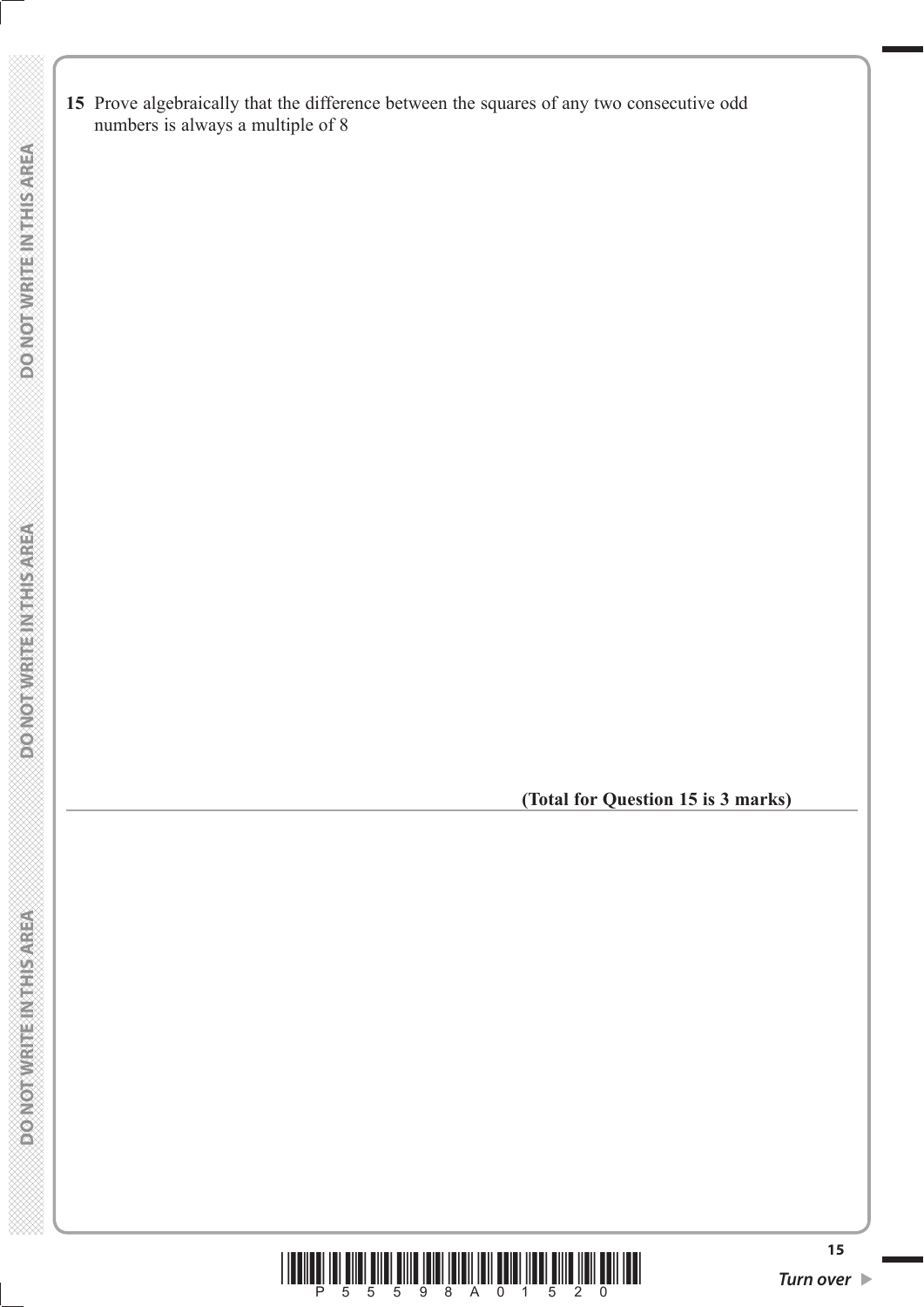**15** Prove algebraically that the difference between the squares of any two consecutive odd numbers is always a multiple of 8

**(Total for Question 15 is 3 marks)**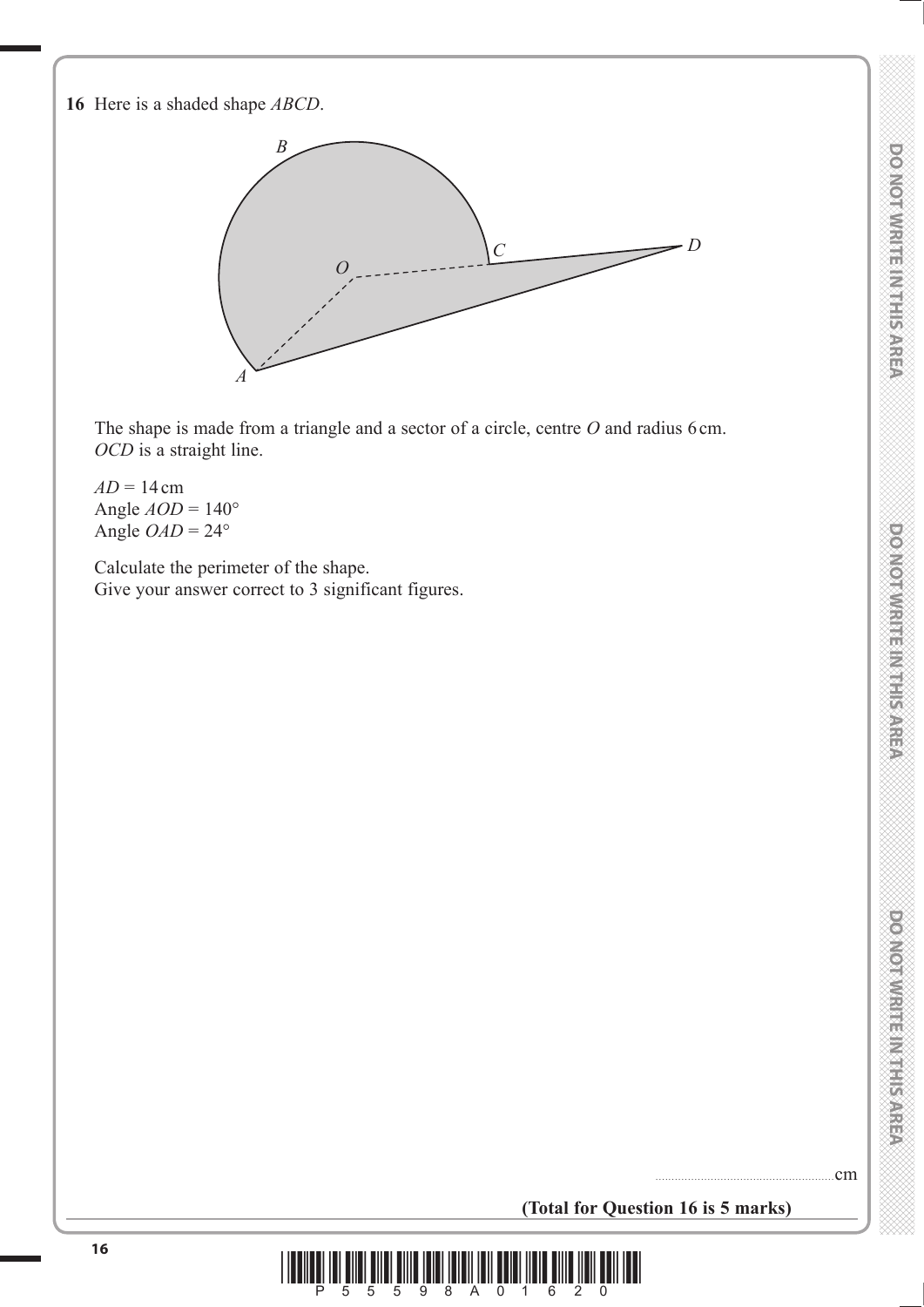**16** Here is a shaded shape $ABCD$.

The shape is made from a triangle and a sector of a circle, centre $O$ and radius 6 cm.
$OCD$ is a straight line.

$AD = 14$ cm
Angle $AOD = 140°$
Angle $OAD = 24°$

Calculate the perimeter of the shape.
Give your answer correct to 3 significant figures.

.......................................................cm

**(Total for Question 16 is 5 marks)**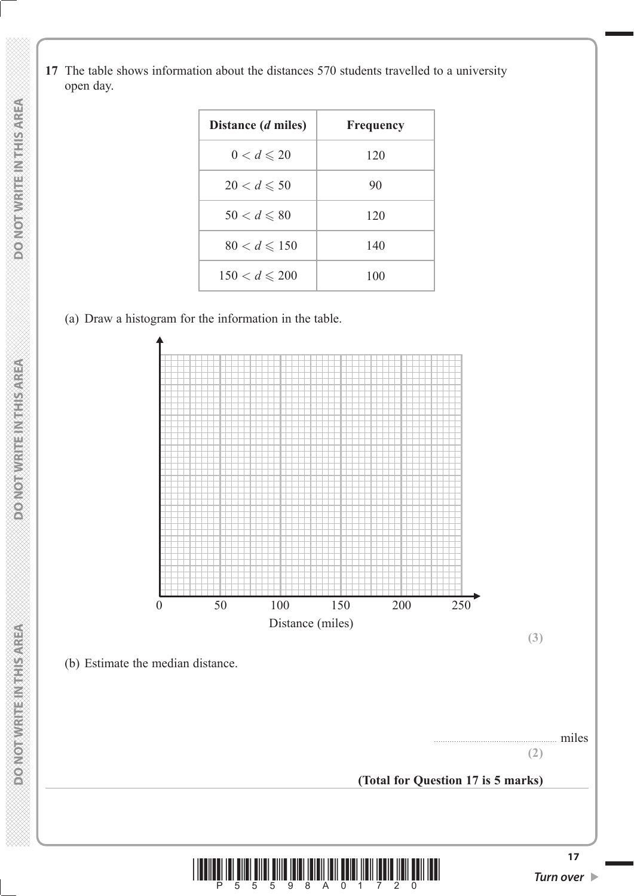**17** The table shows information about the distances 570 students travelled to a university open day.

| Distance ($d$ miles) | Frequency |
|---|---|
| $0 < d \leqslant 20$ | 120 |
| $20 < d \leqslant 50$ | 90 |
| $50 < d \leqslant 80$ | 120 |
| $80 < d \leqslant 150$ | 140 |
| $150 < d \leqslant 200$ | 100 |

(a) Draw a histogram for the information in the table.

0 50 100 150 200 250

Distance (miles)

**(3)**

(b) Estimate the median distance.

.................................................... miles

**(2)**

**(Total for Question 17 is 5 marks)**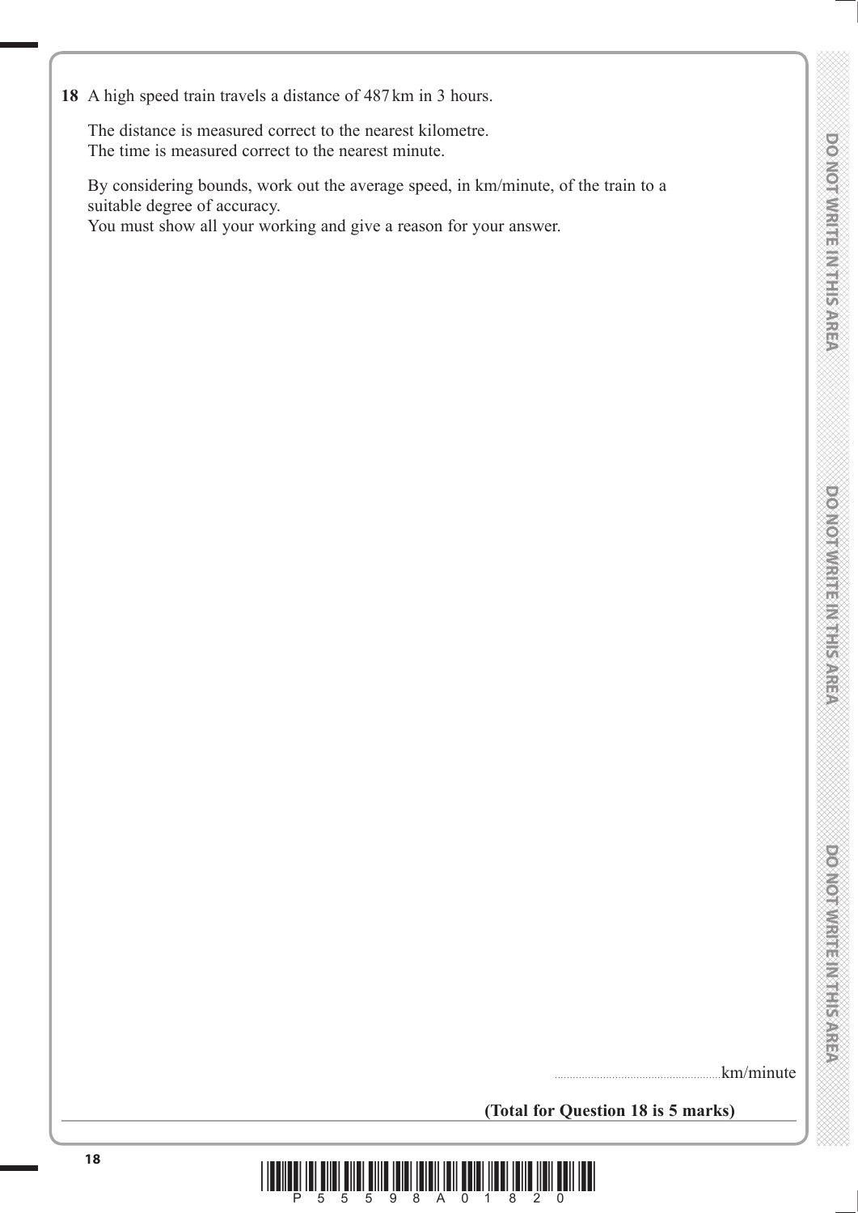**18** A high speed train travels a distance of 487 km in 3 hours.

The distance is measured correct to the nearest kilometre.
The time is measured correct to the nearest minute.

By considering bounds, work out the average speed, in km/minute, of the train to a suitable degree of accuracy.
You must show all your working and give a reason for your answer.

.......................................................km/minute

**(Total for Question 18 is 5 marks)**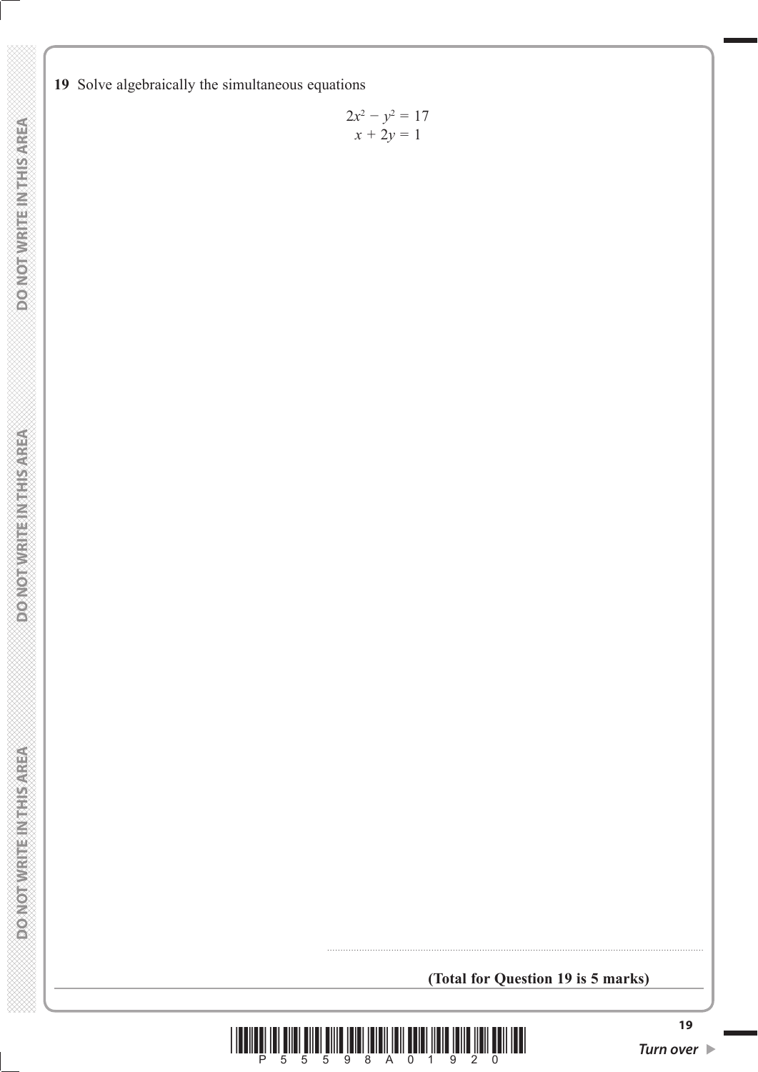**19** Solve algebraically the simultaneous equations

$$2x^2 - y^2 = 17$$
$$x + 2y = 1$$

..............................................................................................

**(Total for Question 19 is 5 marks)**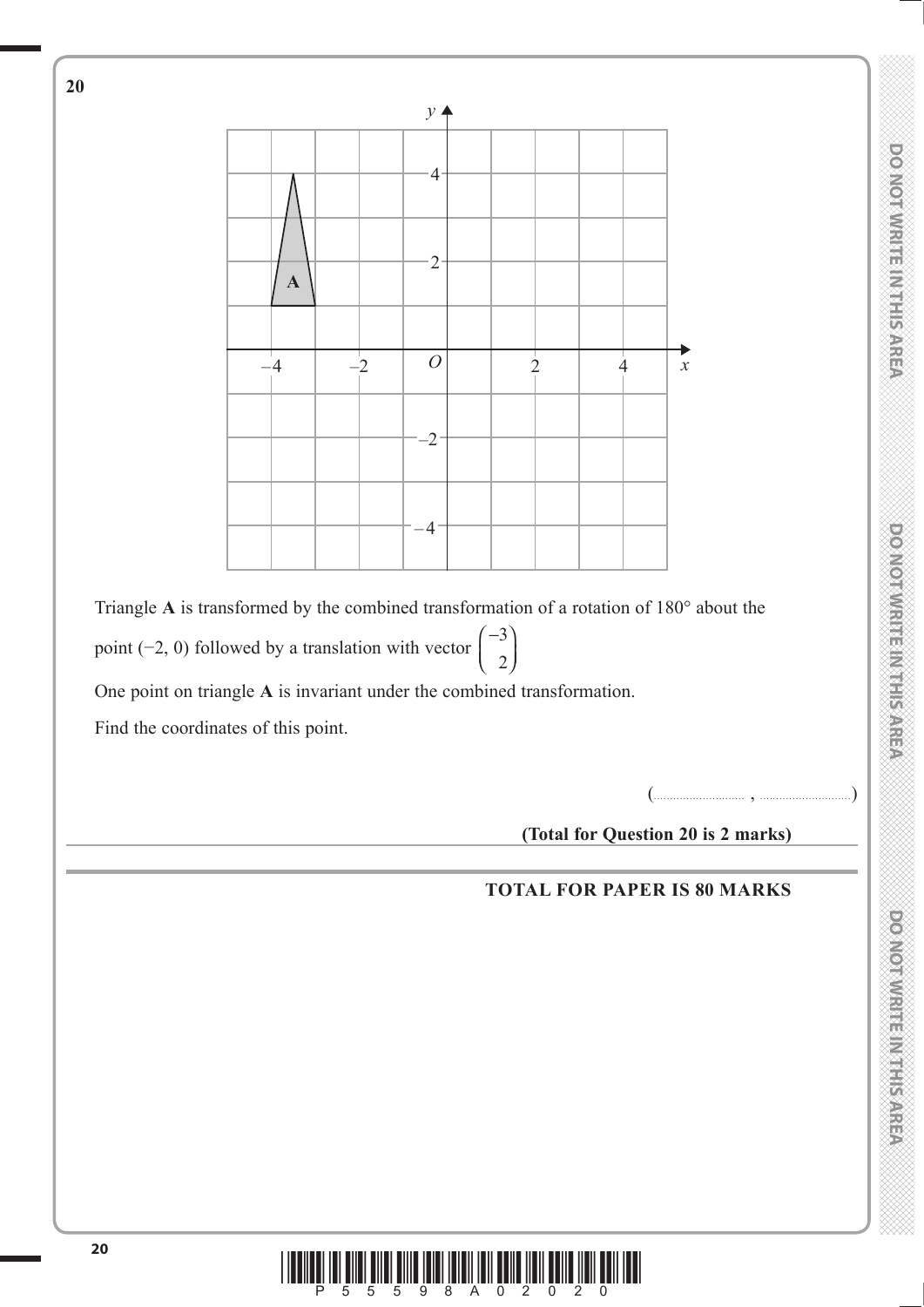**20**

$y$

4

2

**A**

$-4$ $-2$ $O$ 2 4 $x$

$-2$

$-4$

Triangle **A** is transformed by the combined transformation of a rotation of 180° about the point $(-2, 0)$ followed by a translation with vector $\begin{pmatrix} -3 \\ 2 \end{pmatrix}$

One point on triangle **A** is invariant under the combined transformation.

Find the coordinates of this point.

(.......................... , ..........................)

**(Total for Question 20 is 2 marks)**

**TOTAL FOR PAPER IS 80 MARKS**